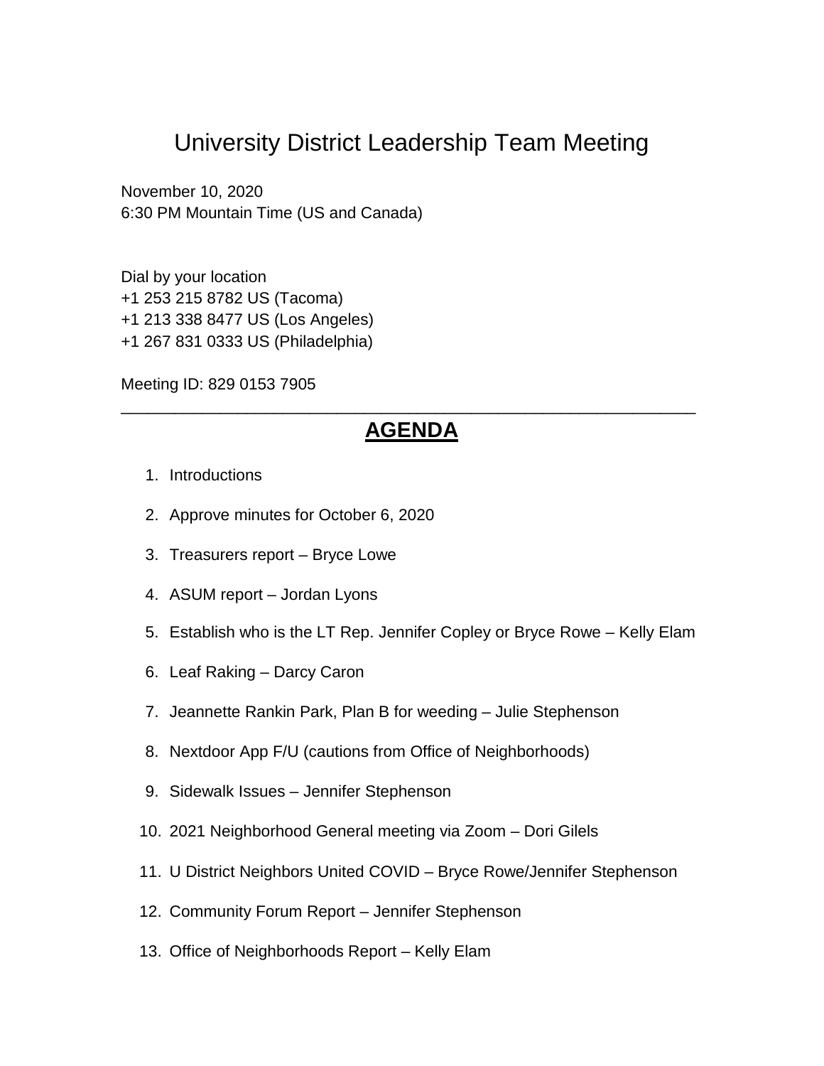# University District Leadership Team Meeting

November 10, 2020
6:30 PM Mountain Time (US and Canada)

Dial by your location
+1 253 215 8782 US (Tacoma)
+1 213 338 8477 US (Los Angeles)
+1 267 831 0333 US (Philadelphia)

Meeting ID: 829 0153 7905

---

## **AGENDA**

1. Introductions
2. Approve minutes for October 6, 2020
3. Treasurers report – Bryce Lowe
4. ASUM report – Jordan Lyons
5. Establish who is the LT Rep. Jennifer Copley or Bryce Rowe – Kelly Elam
6. Leaf Raking – Darcy Caron
7. Jeannette Rankin Park, Plan B for weeding – Julie Stephenson
8. Nextdoor App F/U (cautions from Office of Neighborhoods)
9. Sidewalk Issues – Jennifer Stephenson
10. 2021 Neighborhood General meeting via Zoom – Dori Gilels
11. U District Neighbors United COVID – Bryce Rowe/Jennifer Stephenson
12. Community Forum Report – Jennifer Stephenson
13. Office of Neighborhoods Report – Kelly Elam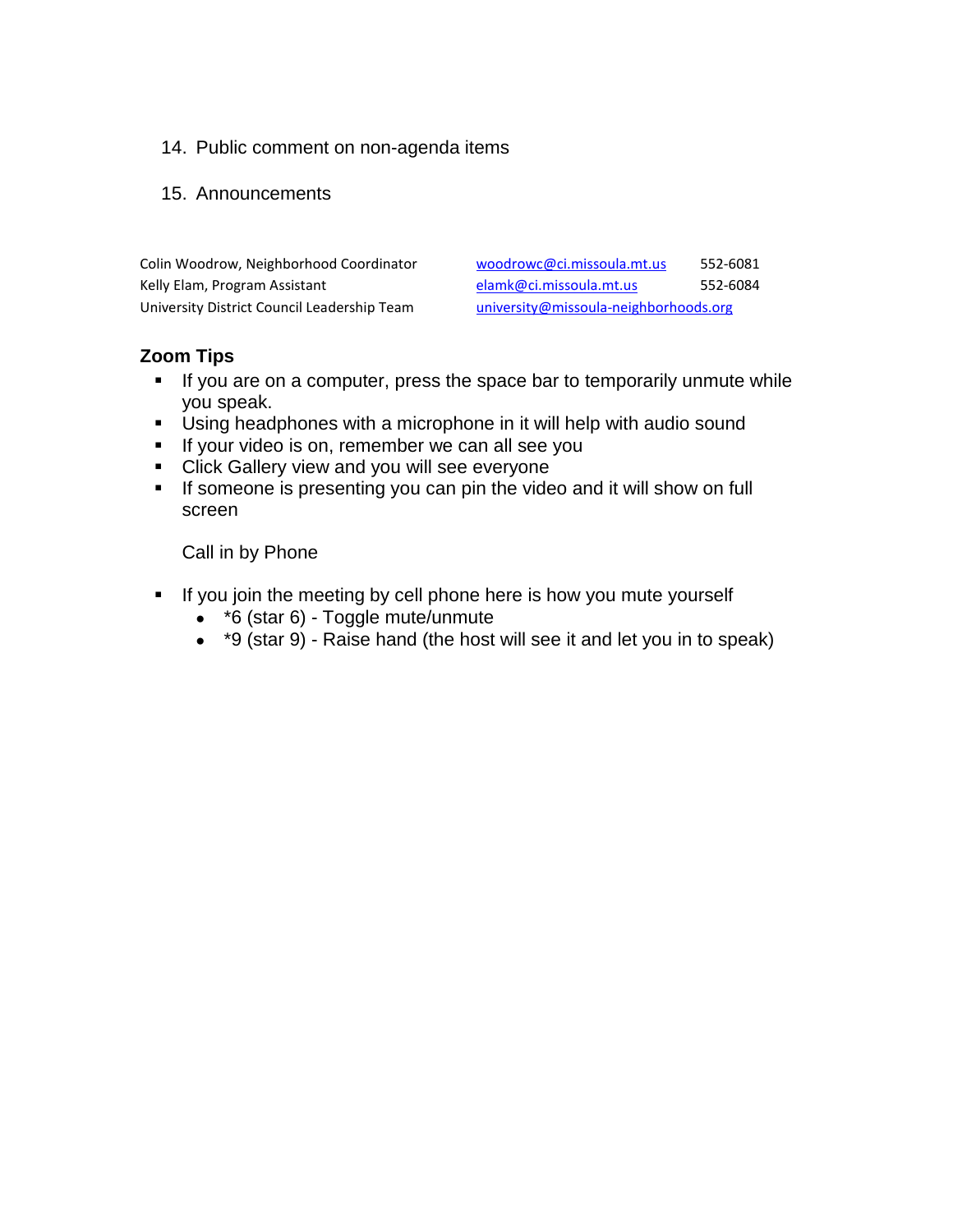14. Public comment on non-agenda items

15. Announcements

| | | |
|---|---|---|
| Colin Woodrow, Neighborhood Coordinator | woodrowc@ci.missoula.mt.us | 552-6081 |
| Kelly Elam, Program Assistant | elamk@ci.missoula.mt.us | 552-6084 |
| University District Council Leadership Team | university@missoula-neighborhoods.org | |

**Zoom Tips**

- If you are on a computer, press the space bar to temporarily unmute while you speak.
- Using headphones with a microphone in it will help with audio sound
- If your video is on, remember we can all see you
- Click Gallery view and you will see everyone
- If someone is presenting you can pin the video and it will show on full screen

Call in by Phone

- If you join the meeting by cell phone here is how you mute yourself
  - *6 (star 6) - Toggle mute/unmute
  - *9 (star 9) - Raise hand (the host will see it and let you in to speak)